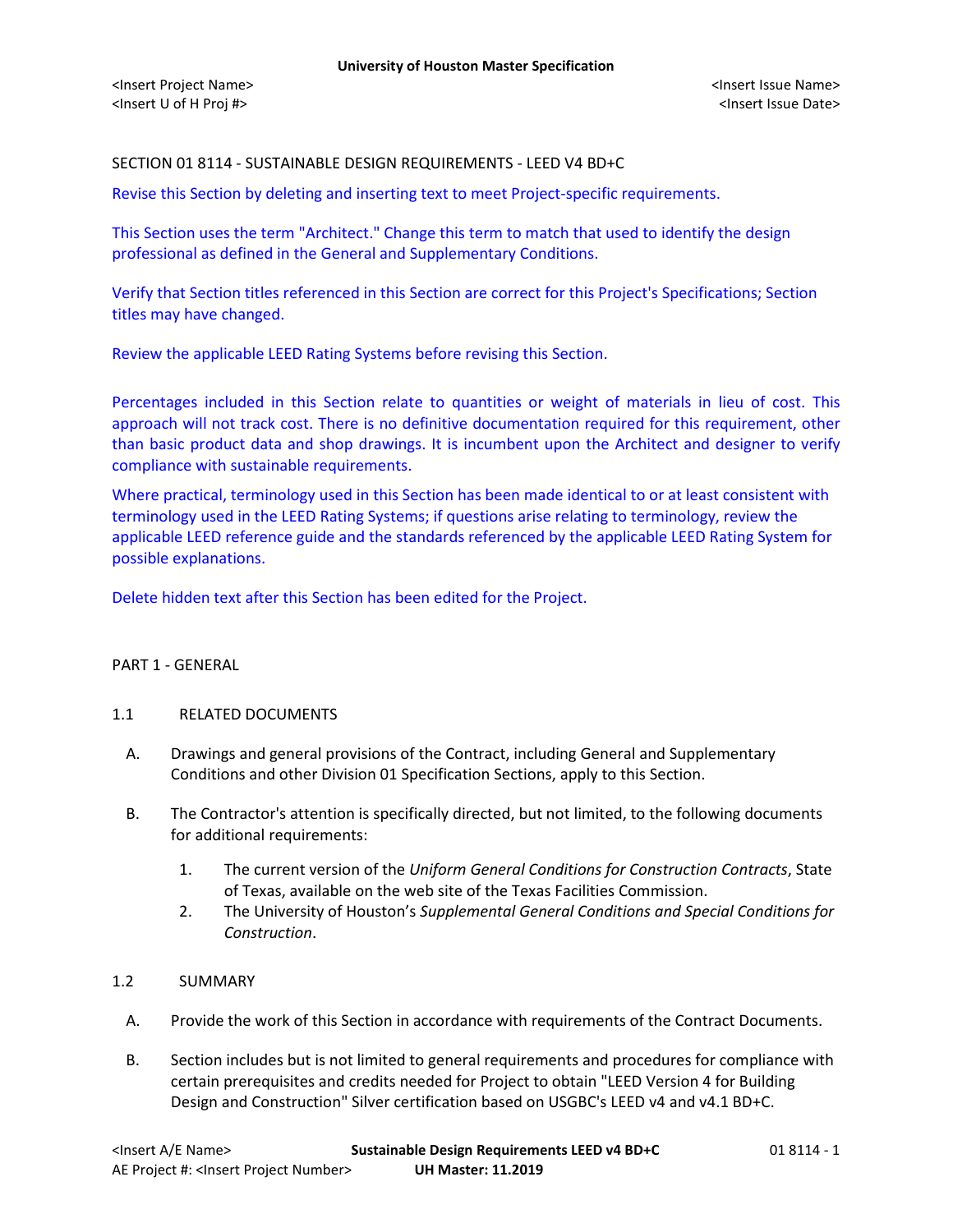SECTION 01 8114 - SUSTAINABLE DESIGN REQUIREMENTS - LEED V4 BD+C

Revise this Section by deleting and inserting text to meet Project-specific requirements.

This Section uses the term "Architect." Change this term to match that used to identify the design professional as defined in the General and Supplementary Conditions.

Verify that Section titles referenced in this Section are correct for this Project's Specifications; Section titles may have changed.

Review the applicable LEED Rating Systems before revising this Section.

Percentages included in this Section relate to quantities or weight of materials in lieu of cost. This approach will not track cost. There is no definitive documentation required for this requirement, other than basic product data and shop drawings. It is incumbent upon the Architect and designer to verify compliance with sustainable requirements.

Where practical, terminology used in this Section has been made identical to or at least consistent with terminology used in the LEED Rating Systems; if questions arise relating to terminology, review the applicable LEED reference guide and the standards referenced by the applicable LEED Rating System for possible explanations.

Delete hidden text after this Section has been edited for the Project.

## PART 1 - GENERAL

### 1.1 RELATED DOCUMENTS

A. Drawings and general provisions of the Contract, including General and Supplementary Conditions and other Division 01 Specification Sections, apply to this Section.

B. The Contractor's attention is specifically directed, but not limited, to the following documents for additional requirements:

1. The current version of the *Uniform General Conditions for Construction Contracts*, State of Texas, available on the web site of the Texas Facilities Commission.
2. The University of Houston's *Supplemental General Conditions and Special Conditions for Construction*.

### 1.2 SUMMARY

A. Provide the work of this Section in accordance with requirements of the Contract Documents.

B. Section includes but is not limited to general requirements and procedures for compliance with certain prerequisites and credits needed for Project to obtain "LEED Version 4 for Building Design and Construction" Silver certification based on USGBC's LEED v4 and v4.1 BD+C.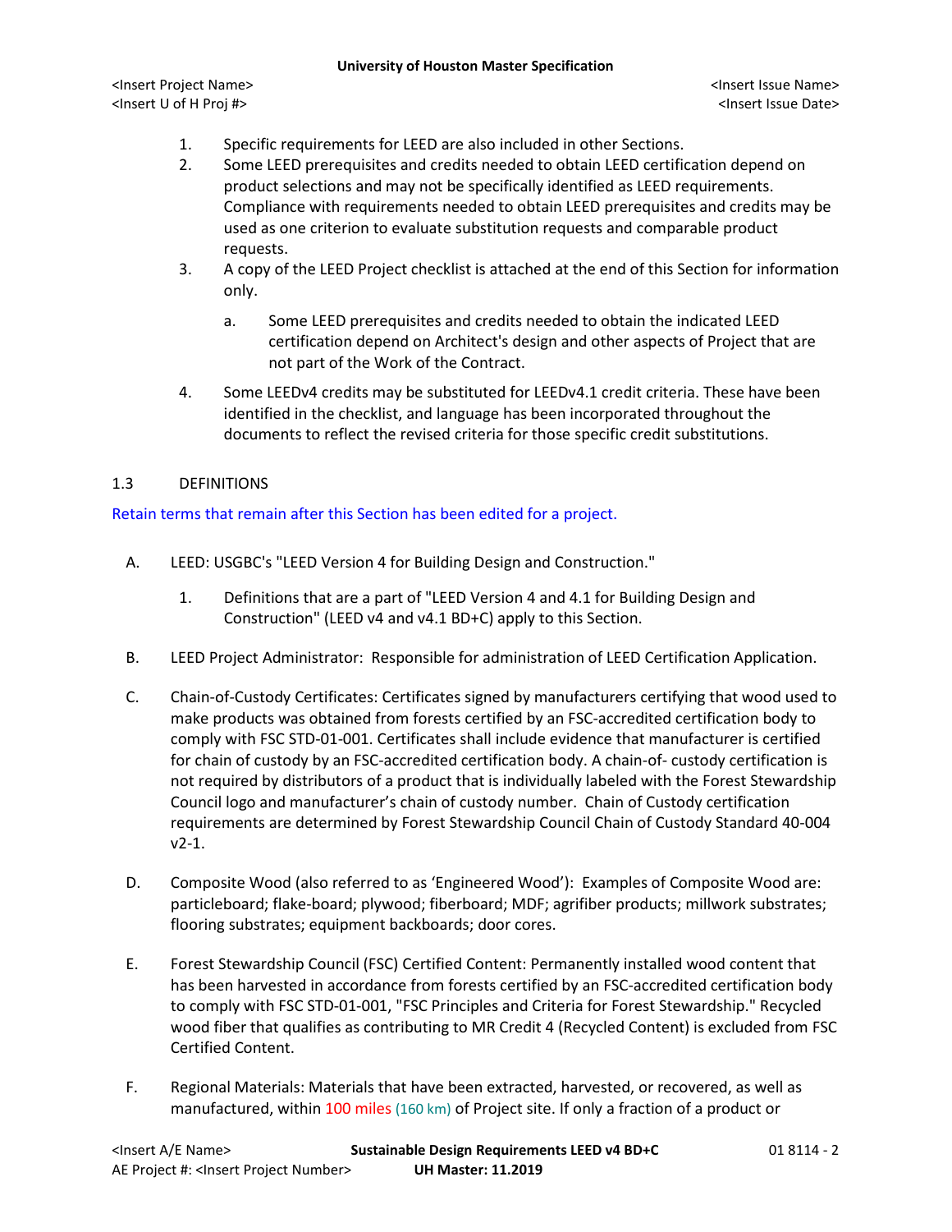1. Specific requirements for LEED are also included in other Sections.
2. Some LEED prerequisites and credits needed to obtain LEED certification depend on product selections and may not be specifically identified as LEED requirements. Compliance with requirements needed to obtain LEED prerequisites and credits may be used as one criterion to evaluate substitution requests and comparable product requests.
3. A copy of the LEED Project checklist is attached at the end of this Section for information only.
   a. Some LEED prerequisites and credits needed to obtain the indicated LEED certification depend on Architect's design and other aspects of Project that are not part of the Work of the Contract.
4. Some LEEDv4 credits may be substituted for LEEDv4.1 credit criteria. These have been identified in the checklist, and language has been incorporated throughout the documents to reflect the revised criteria for those specific credit substitutions.

## 1.3 DEFINITIONS

Retain terms that remain after this Section has been edited for a project.

A. LEED: USGBC's "LEED Version 4 for Building Design and Construction."
   1. Definitions that are a part of "LEED Version 4 and 4.1 for Building Design and Construction" (LEED v4 and v4.1 BD+C) apply to this Section.

B. LEED Project Administrator: Responsible for administration of LEED Certification Application.

C. Chain-of-Custody Certificates: Certificates signed by manufacturers certifying that wood used to make products was obtained from forests certified by an FSC-accredited certification body to comply with FSC STD-01-001. Certificates shall include evidence that manufacturer is certified for chain of custody by an FSC-accredited certification body. A chain-of- custody certification is not required by distributors of a product that is individually labeled with the Forest Stewardship Council logo and manufacturer's chain of custody number. Chain of Custody certification requirements are determined by Forest Stewardship Council Chain of Custody Standard 40-004 v2-1.

D. Composite Wood (also referred to as 'Engineered Wood'): Examples of Composite Wood are: particleboard; flake-board; plywood; fiberboard; MDF; agrifiber products; millwork substrates; flooring substrates; equipment backboards; door cores.

E. Forest Stewardship Council (FSC) Certified Content: Permanently installed wood content that has been harvested in accordance from forests certified by an FSC-accredited certification body to comply with FSC STD-01-001, "FSC Principles and Criteria for Forest Stewardship." Recycled wood fiber that qualifies as contributing to MR Credit 4 (Recycled Content) is excluded from FSC Certified Content.

F. Regional Materials: Materials that have been extracted, harvested, or recovered, as well as manufactured, within 100 miles (160 km) of Project site. If only a fraction of a product or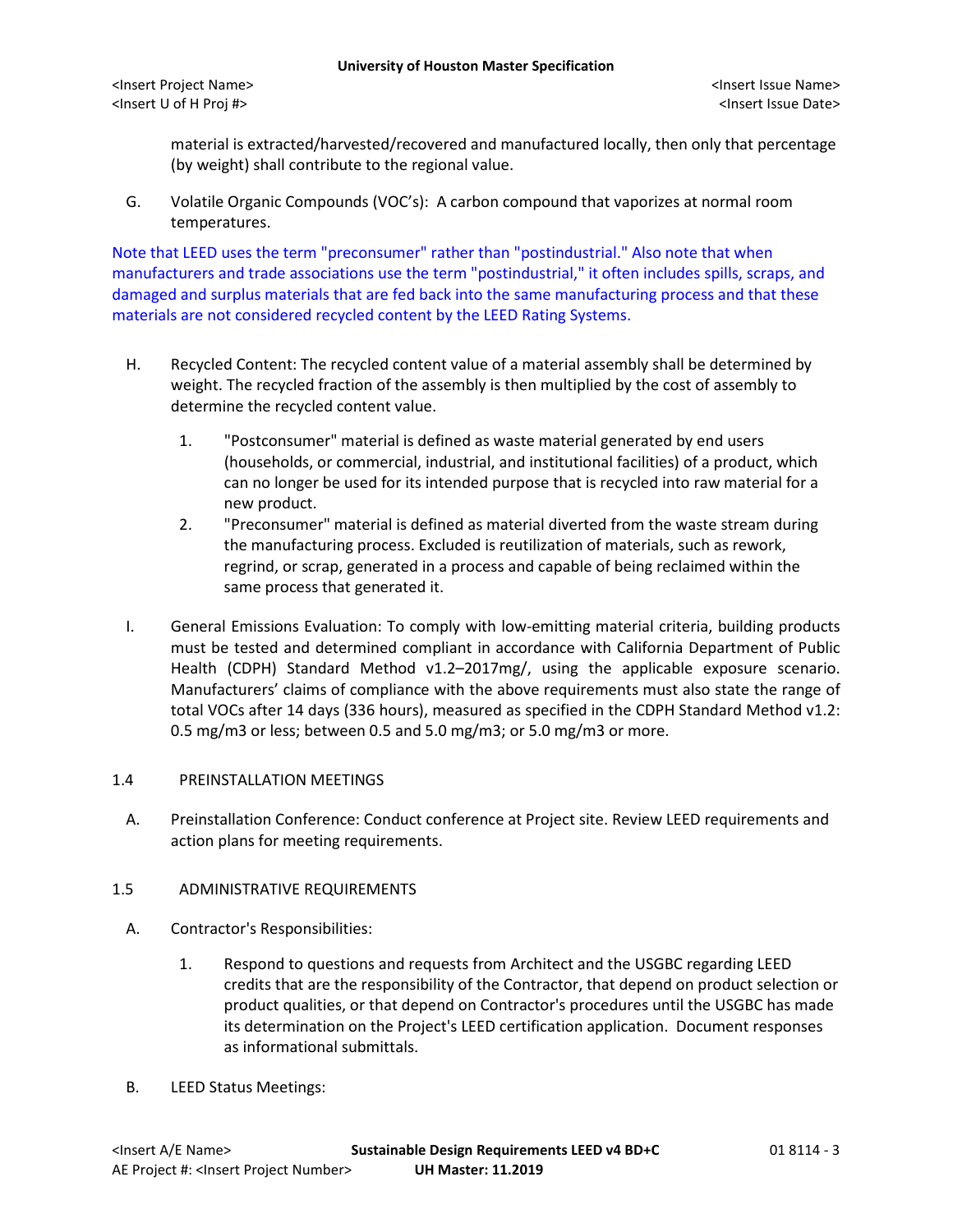material is extracted/harvested/recovered and manufactured locally, then only that percentage (by weight) shall contribute to the regional value.

G. Volatile Organic Compounds (VOC's): A carbon compound that vaporizes at normal room temperatures.

Note that LEED uses the term "preconsumer" rather than "postindustrial." Also note that when manufacturers and trade associations use the term "postindustrial," it often includes spills, scraps, and damaged and surplus materials that are fed back into the same manufacturing process and that these materials are not considered recycled content by the LEED Rating Systems.

H. Recycled Content: The recycled content value of a material assembly shall be determined by weight. The recycled fraction of the assembly is then multiplied by the cost of assembly to determine the recycled content value.

1. "Postconsumer" material is defined as waste material generated by end users (households, or commercial, industrial, and institutional facilities) of a product, which can no longer be used for its intended purpose that is recycled into raw material for a new product.
2. "Preconsumer" material is defined as material diverted from the waste stream during the manufacturing process. Excluded is reutilization of materials, such as rework, regrind, or scrap, generated in a process and capable of being reclaimed within the same process that generated it.

I. General Emissions Evaluation: To comply with low-emitting material criteria, building products must be tested and determined compliant in accordance with California Department of Public Health (CDPH) Standard Method v1.2–2017mg/, using the applicable exposure scenario. Manufacturers' claims of compliance with the above requirements must also state the range of total VOCs after 14 days (336 hours), measured as specified in the CDPH Standard Method v1.2: 0.5 mg/m3 or less; between 0.5 and 5.0 mg/m3; or 5.0 mg/m3 or more.

## 1.4 PREINSTALLATION MEETINGS

A. Preinstallation Conference: Conduct conference at Project site. Review LEED requirements and action plans for meeting requirements.

## 1.5 ADMINISTRATIVE REQUIREMENTS

A. Contractor's Responsibilities:

1. Respond to questions and requests from Architect and the USGBC regarding LEED credits that are the responsibility of the Contractor, that depend on product selection or product qualities, or that depend on Contractor's procedures until the USGBC has made its determination on the Project's LEED certification application. Document responses as informational submittals.

B. LEED Status Meetings: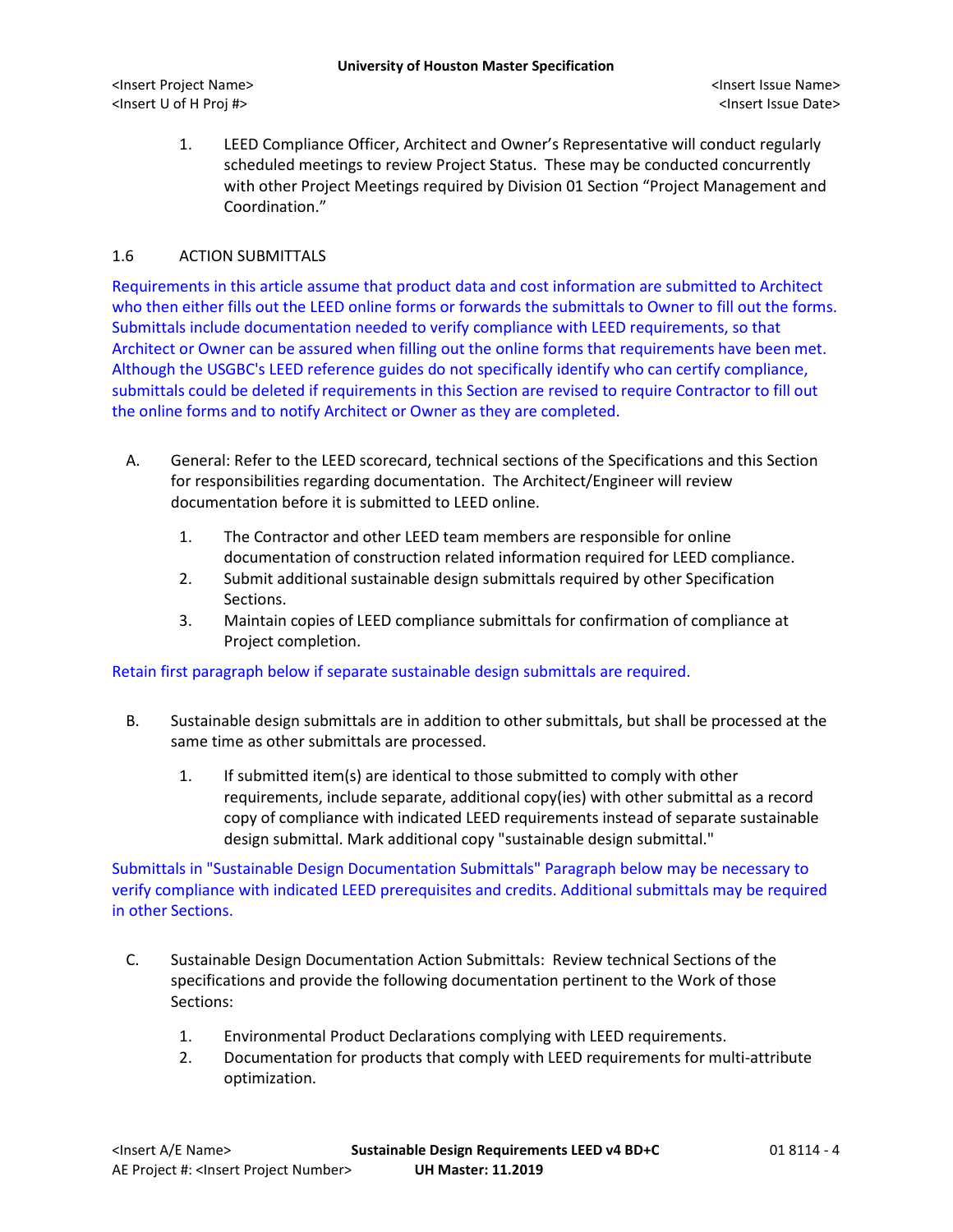1. LEED Compliance Officer, Architect and Owner's Representative will conduct regularly scheduled meetings to review Project Status. These may be conducted concurrently with other Project Meetings required by Division 01 Section "Project Management and Coordination."

## 1.6 ACTION SUBMITTALS

Requirements in this article assume that product data and cost information are submitted to Architect who then either fills out the LEED online forms or forwards the submittals to Owner to fill out the forms. Submittals include documentation needed to verify compliance with LEED requirements, so that Architect or Owner can be assured when filling out the online forms that requirements have been met. Although the USGBC's LEED reference guides do not specifically identify who can certify compliance, submittals could be deleted if requirements in this Section are revised to require Contractor to fill out the online forms and to notify Architect or Owner as they are completed.

A. General: Refer to the LEED scorecard, technical sections of the Specifications and this Section for responsibilities regarding documentation. The Architect/Engineer will review documentation before it is submitted to LEED online.

   1. The Contractor and other LEED team members are responsible for online documentation of construction related information required for LEED compliance.
   2. Submit additional sustainable design submittals required by other Specification Sections.
   3. Maintain copies of LEED compliance submittals for confirmation of compliance at Project completion.

Retain first paragraph below if separate sustainable design submittals are required.

B. Sustainable design submittals are in addition to other submittals, but shall be processed at the same time as other submittals are processed.

   1. If submitted item(s) are identical to those submitted to comply with other requirements, include separate, additional copy(ies) with other submittal as a record copy of compliance with indicated LEED requirements instead of separate sustainable design submittal. Mark additional copy "sustainable design submittal."

Submittals in "Sustainable Design Documentation Submittals" Paragraph below may be necessary to verify compliance with indicated LEED prerequisites and credits. Additional submittals may be required in other Sections.

C. Sustainable Design Documentation Action Submittals: Review technical Sections of the specifications and provide the following documentation pertinent to the Work of those Sections:

   1. Environmental Product Declarations complying with LEED requirements.
   2. Documentation for products that comply with LEED requirements for multi-attribute optimization.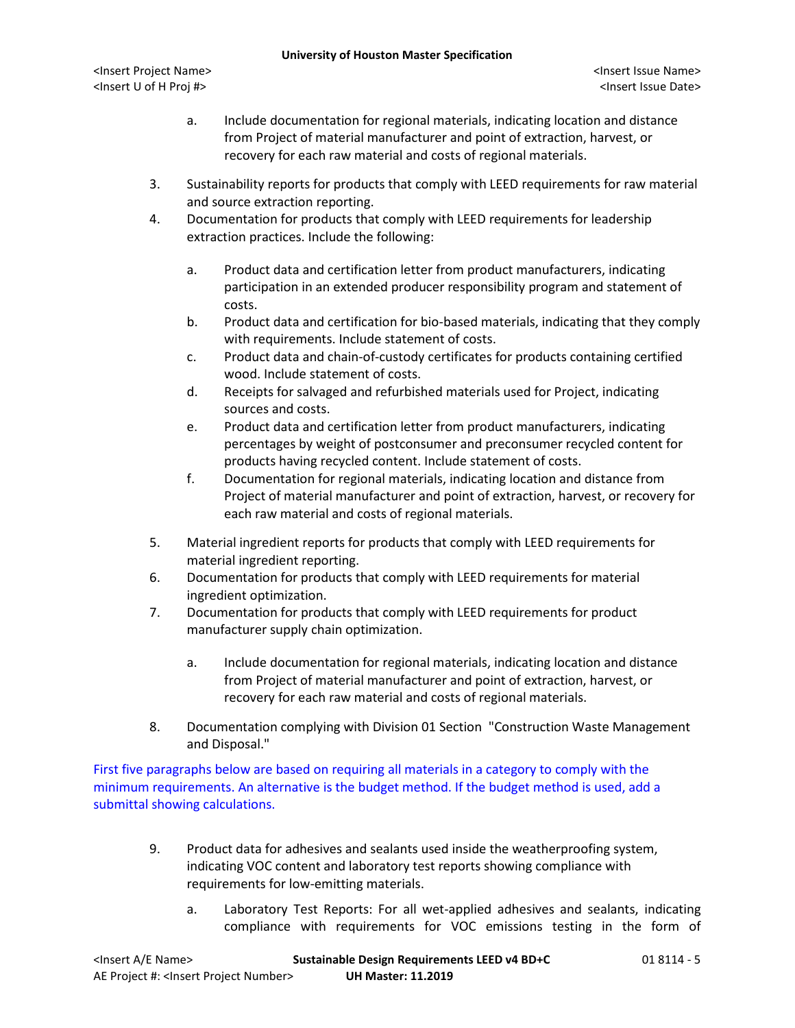a. Include documentation for regional materials, indicating location and distance from Project of material manufacturer and point of extraction, harvest, or recovery for each raw material and costs of regional materials.

3. Sustainability reports for products that comply with LEED requirements for raw material and source extraction reporting.
4. Documentation for products that comply with LEED requirements for leadership extraction practices. Include the following:

   a. Product data and certification letter from product manufacturers, indicating participation in an extended producer responsibility program and statement of costs.
   b. Product data and certification for bio-based materials, indicating that they comply with requirements. Include statement of costs.
   c. Product data and chain-of-custody certificates for products containing certified wood. Include statement of costs.
   d. Receipts for salvaged and refurbished materials used for Project, indicating sources and costs.
   e. Product data and certification letter from product manufacturers, indicating percentages by weight of postconsumer and preconsumer recycled content for products having recycled content. Include statement of costs.
   f. Documentation for regional materials, indicating location and distance from Project of material manufacturer and point of extraction, harvest, or recovery for each raw material and costs of regional materials.

5. Material ingredient reports for products that comply with LEED requirements for material ingredient reporting.
6. Documentation for products that comply with LEED requirements for material ingredient optimization.
7. Documentation for products that comply with LEED requirements for product manufacturer supply chain optimization.

   a. Include documentation for regional materials, indicating location and distance from Project of material manufacturer and point of extraction, harvest, or recovery for each raw material and costs of regional materials.

8. Documentation complying with Division 01 Section "Construction Waste Management and Disposal."

First five paragraphs below are based on requiring all materials in a category to comply with the minimum requirements. An alternative is the budget method. If the budget method is used, add a submittal showing calculations.

9. Product data for adhesives and sealants used inside the weatherproofing system, indicating VOC content and laboratory test reports showing compliance with requirements for low-emitting materials.

   a. Laboratory Test Reports: For all wet-applied adhesives and sealants, indicating compliance with requirements for VOC emissions testing in the form of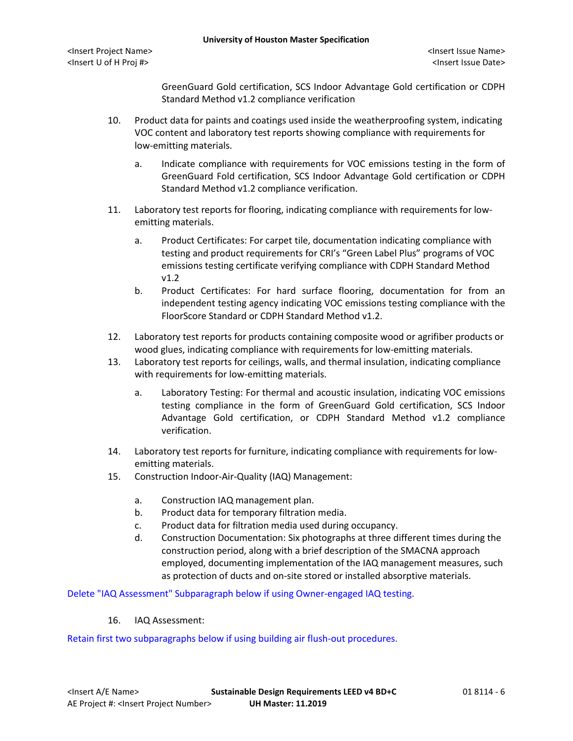GreenGuard Gold certification, SCS Indoor Advantage Gold certification or CDPH Standard Method v1.2 compliance verification

10. Product data for paints and coatings used inside the weatherproofing system, indicating VOC content and laboratory test reports showing compliance with requirements for low-emitting materials.

    a. Indicate compliance with requirements for VOC emissions testing in the form of GreenGuard Fold certification, SCS Indoor Advantage Gold certification or CDPH Standard Method v1.2 compliance verification.

11. Laboratory test reports for flooring, indicating compliance with requirements for low-emitting materials.

    a. Product Certificates: For carpet tile, documentation indicating compliance with testing and product requirements for CRI's "Green Label Plus" programs of VOC emissions testing certificate verifying compliance with CDPH Standard Method v1.2
    b. Product Certificates: For hard surface flooring, documentation for from an independent testing agency indicating VOC emissions testing compliance with the FloorScore Standard or CDPH Standard Method v1.2.

12. Laboratory test reports for products containing composite wood or agrifiber products or wood glues, indicating compliance with requirements for low-emitting materials.
13. Laboratory test reports for ceilings, walls, and thermal insulation, indicating compliance with requirements for low-emitting materials.

    a. Laboratory Testing: For thermal and acoustic insulation, indicating VOC emissions testing compliance in the form of GreenGuard Gold certification, SCS Indoor Advantage Gold certification, or CDPH Standard Method v1.2 compliance verification.

14. Laboratory test reports for furniture, indicating compliance with requirements for low-emitting materials.
15. Construction Indoor-Air-Quality (IAQ) Management:

    a. Construction IAQ management plan.
    b. Product data for temporary filtration media.
    c. Product data for filtration media used during occupancy.
    d. Construction Documentation: Six photographs at three different times during the construction period, along with a brief description of the SMACNA approach employed, documenting implementation of the IAQ management measures, such as protection of ducts and on-site stored or installed absorptive materials.

Delete "IAQ Assessment" Subparagraph below if using Owner-engaged IAQ testing.

16. IAQ Assessment:

Retain first two subparagraphs below if using building air flush-out procedures.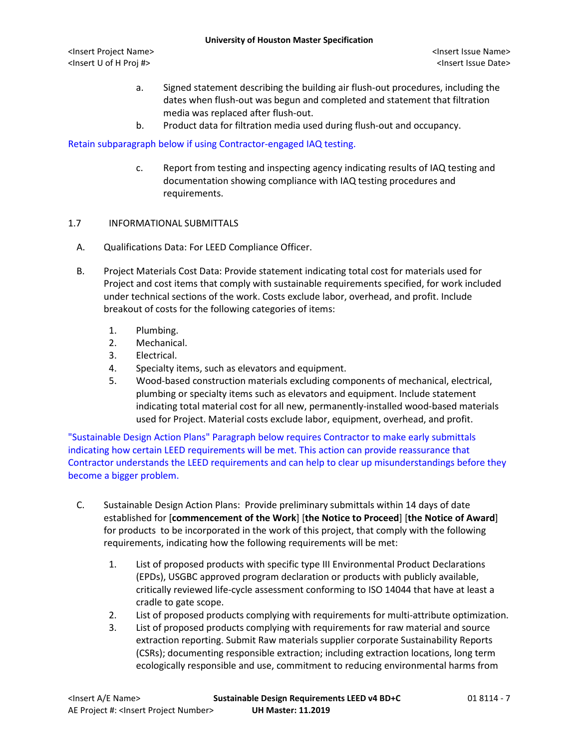a. Signed statement describing the building air flush-out procedures, including the dates when flush-out was begun and completed and statement that filtration media was replaced after flush-out.

b. Product data for filtration media used during flush-out and occupancy.

Retain subparagraph below if using Contractor-engaged IAQ testing.

c. Report from testing and inspecting agency indicating results of IAQ testing and documentation showing compliance with IAQ testing procedures and requirements.

## 1.7 INFORMATIONAL SUBMITTALS

A. Qualifications Data: For LEED Compliance Officer.

B. Project Materials Cost Data: Provide statement indicating total cost for materials used for Project and cost items that comply with sustainable requirements specified, for work included under technical sections of the work. Costs exclude labor, overhead, and profit. Include breakout of costs for the following categories of items:

1. Plumbing.
2. Mechanical.
3. Electrical.
4. Specialty items, such as elevators and equipment.
5. Wood-based construction materials excluding components of mechanical, electrical, plumbing or specialty items such as elevators and equipment. Include statement indicating total material cost for all new, permanently-installed wood-based materials used for Project. Material costs exclude labor, equipment, overhead, and profit.

"Sustainable Design Action Plans" Paragraph below requires Contractor to make early submittals indicating how certain LEED requirements will be met. This action can provide reassurance that Contractor understands the LEED requirements and can help to clear up misunderstandings before they become a bigger problem.

C. Sustainable Design Action Plans: Provide preliminary submittals within 14 days of date established for [**commencement of the Work**] [**the Notice to Proceed**] [**the Notice of Award**] for products to be incorporated in the work of this project, that comply with the following requirements, indicating how the following requirements will be met:

1. List of proposed products with specific type III Environmental Product Declarations (EPDs), USGBC approved program declaration or products with publicly available, critically reviewed life-cycle assessment conforming to ISO 14044 that have at least a cradle to gate scope.
2. List of proposed products complying with requirements for multi-attribute optimization.
3. List of proposed products complying with requirements for raw material and source extraction reporting. Submit Raw materials supplier corporate Sustainability Reports (CSRs); documenting responsible extraction; including extraction locations, long term ecologically responsible and use, commitment to reducing environmental harms from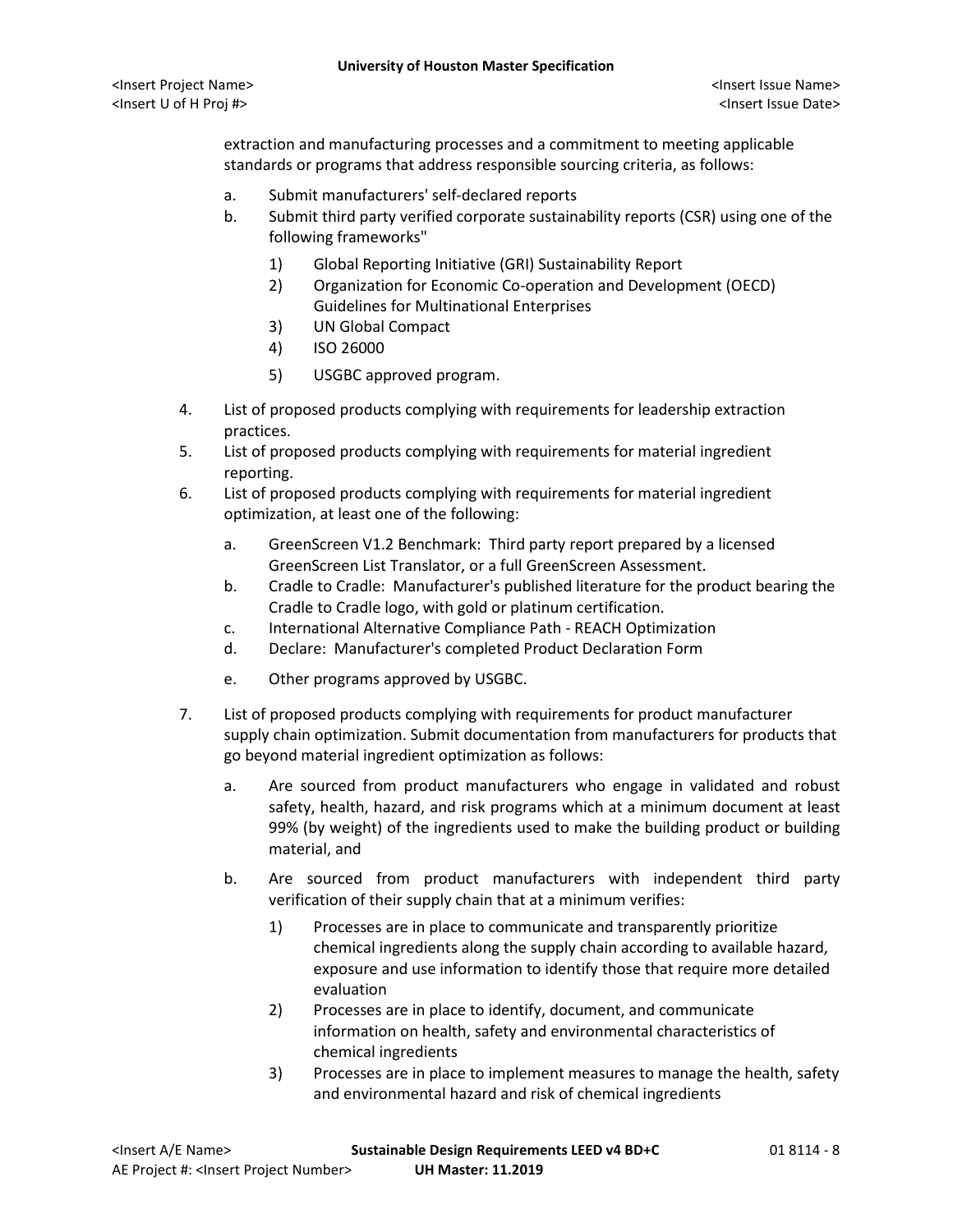extraction and manufacturing processes and a commitment to meeting applicable standards or programs that address responsible sourcing criteria, as follows:

a. Submit manufacturers' self-declared reports
b. Submit third party verified corporate sustainability reports (CSR) using one of the following frameworks"
    1) Global Reporting Initiative (GRI) Sustainability Report
    2) Organization for Economic Co-operation and Development (OECD) Guidelines for Multinational Enterprises
    3) UN Global Compact
    4) ISO 26000
    5) USGBC approved program.

4. List of proposed products complying with requirements for leadership extraction practices.
5. List of proposed products complying with requirements for material ingredient reporting.
6. List of proposed products complying with requirements for material ingredient optimization, at least one of the following:
    a. GreenScreen V1.2 Benchmark: Third party report prepared by a licensed GreenScreen List Translator, or a full GreenScreen Assessment.
    b. Cradle to Cradle: Manufacturer's published literature for the product bearing the Cradle to Cradle logo, with gold or platinum certification.
    c. International Alternative Compliance Path - REACH Optimization
    d. Declare: Manufacturer's completed Product Declaration Form
    e. Other programs approved by USGBC.
7. List of proposed products complying with requirements for product manufacturer supply chain optimization. Submit documentation from manufacturers for products that go beyond material ingredient optimization as follows:
    a. Are sourced from product manufacturers who engage in validated and robust safety, health, hazard, and risk programs which at a minimum document at least 99% (by weight) of the ingredients used to make the building product or building material, and
    b. Are sourced from product manufacturers with independent third party verification of their supply chain that at a minimum verifies:
        1) Processes are in place to communicate and transparently prioritize chemical ingredients along the supply chain according to available hazard, exposure and use information to identify those that require more detailed evaluation
        2) Processes are in place to identify, document, and communicate information on health, safety and environmental characteristics of chemical ingredients
        3) Processes are in place to implement measures to manage the health, safety and environmental hazard and risk of chemical ingredients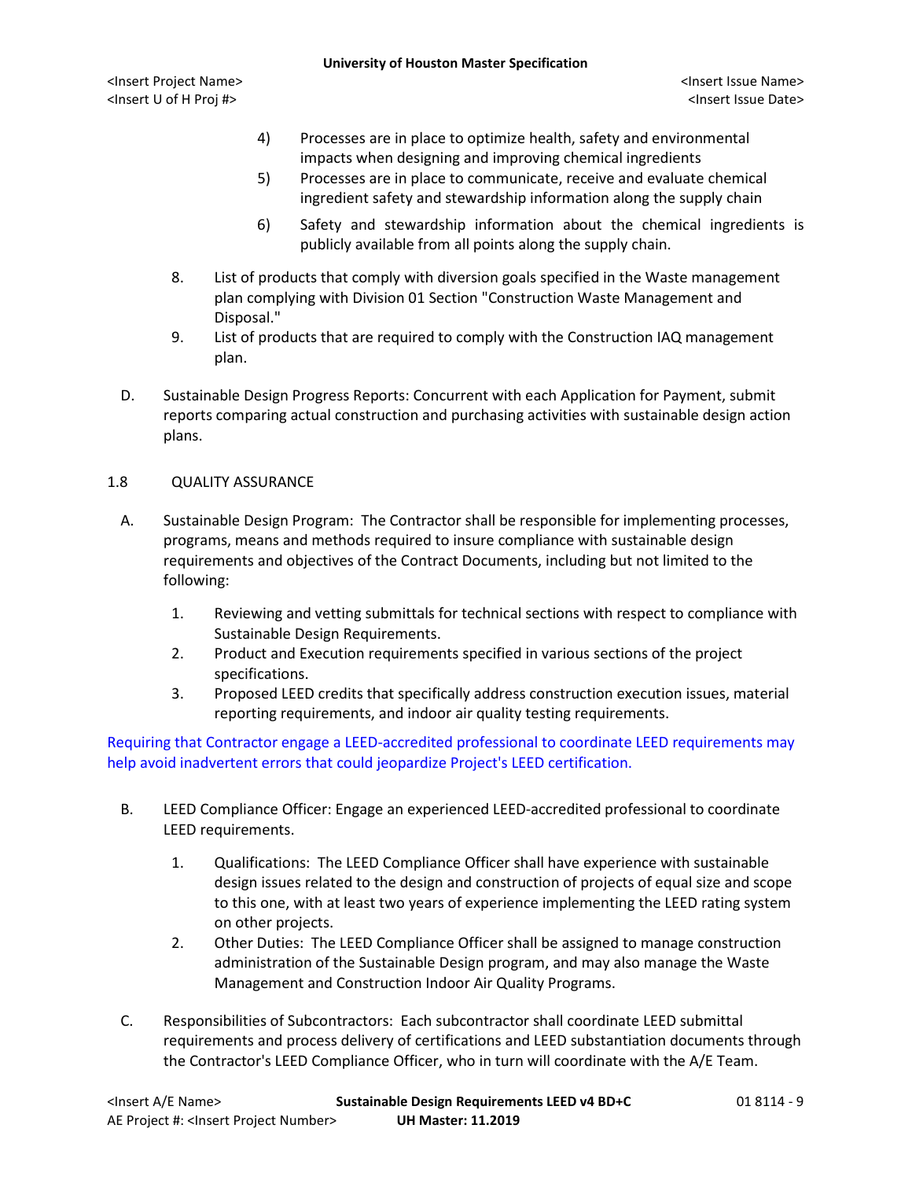4) Processes are in place to optimize health, safety and environmental impacts when designing and improving chemical ingredients

5) Processes are in place to communicate, receive and evaluate chemical ingredient safety and stewardship information along the supply chain

6) Safety and stewardship information about the chemical ingredients is publicly available from all points along the supply chain.

8. List of products that comply with diversion goals specified in the Waste management plan complying with Division 01 Section "Construction Waste Management and Disposal."
9. List of products that are required to comply with the Construction IAQ management plan.

D. Sustainable Design Progress Reports: Concurrent with each Application for Payment, submit reports comparing actual construction and purchasing activities with sustainable design action plans.

## 1.8 QUALITY ASSURANCE

A. Sustainable Design Program: The Contractor shall be responsible for implementing processes, programs, means and methods required to insure compliance with sustainable design requirements and objectives of the Contract Documents, including but not limited to the following:

1. Reviewing and vetting submittals for technical sections with respect to compliance with Sustainable Design Requirements.
2. Product and Execution requirements specified in various sections of the project specifications.
3. Proposed LEED credits that specifically address construction execution issues, material reporting requirements, and indoor air quality testing requirements.

Requiring that Contractor engage a LEED-accredited professional to coordinate LEED requirements may help avoid inadvertent errors that could jeopardize Project's LEED certification.

B. LEED Compliance Officer: Engage an experienced LEED-accredited professional to coordinate LEED requirements.

1. Qualifications: The LEED Compliance Officer shall have experience with sustainable design issues related to the design and construction of projects of equal size and scope to this one, with at least two years of experience implementing the LEED rating system on other projects.
2. Other Duties: The LEED Compliance Officer shall be assigned to manage construction administration of the Sustainable Design program, and may also manage the Waste Management and Construction Indoor Air Quality Programs.

C. Responsibilities of Subcontractors: Each subcontractor shall coordinate LEED submittal requirements and process delivery of certifications and LEED substantiation documents through the Contractor's LEED Compliance Officer, who in turn will coordinate with the A/E Team.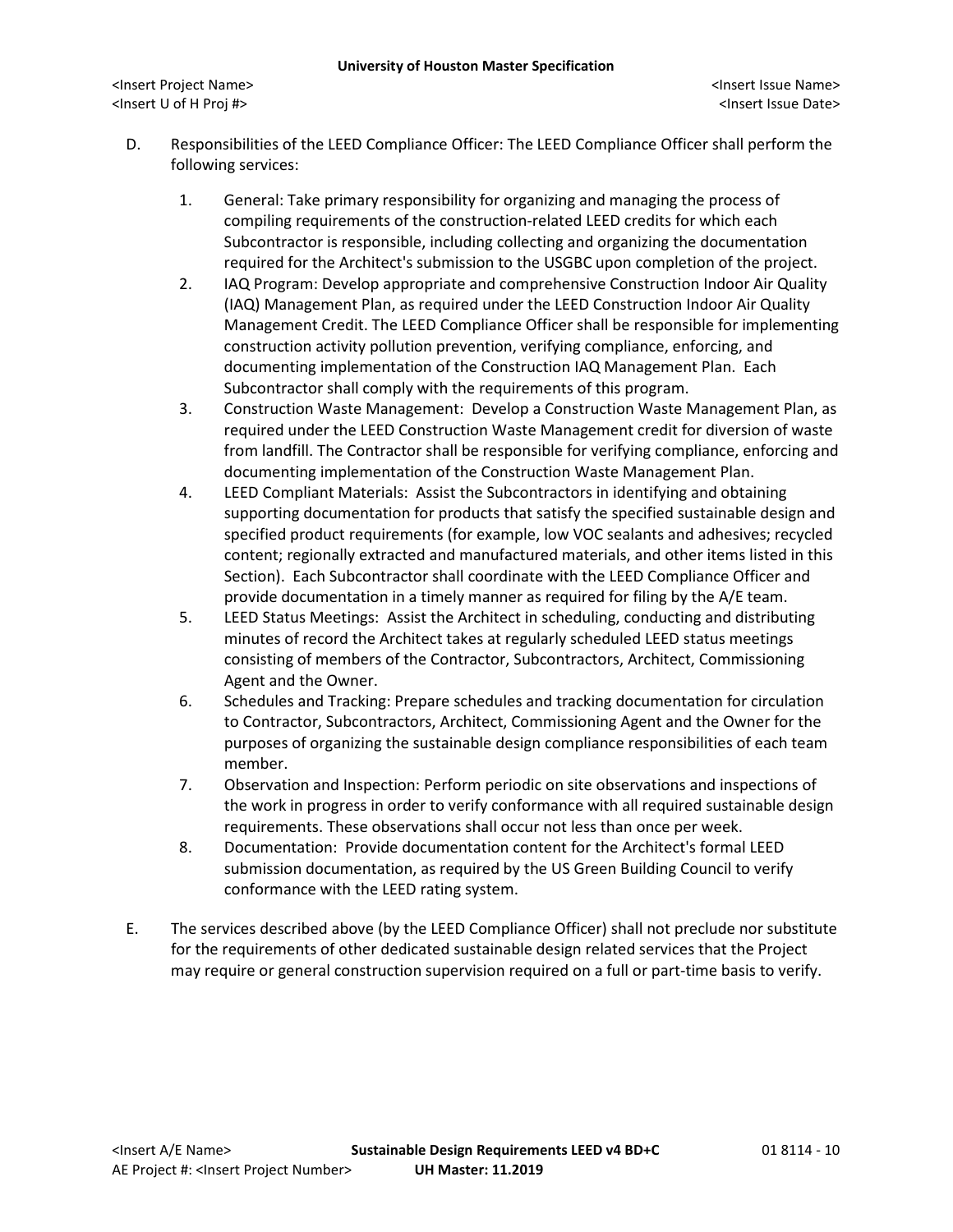D. Responsibilities of the LEED Compliance Officer: The LEED Compliance Officer shall perform the following services:

   1. General: Take primary responsibility for organizing and managing the process of compiling requirements of the construction-related LEED credits for which each Subcontractor is responsible, including collecting and organizing the documentation required for the Architect's submission to the USGBC upon completion of the project.
   2. IAQ Program: Develop appropriate and comprehensive Construction Indoor Air Quality (IAQ) Management Plan, as required under the LEED Construction Indoor Air Quality Management Credit. The LEED Compliance Officer shall be responsible for implementing construction activity pollution prevention, verifying compliance, enforcing, and documenting implementation of the Construction IAQ Management Plan. Each Subcontractor shall comply with the requirements of this program.
   3. Construction Waste Management: Develop a Construction Waste Management Plan, as required under the LEED Construction Waste Management credit for diversion of waste from landfill. The Contractor shall be responsible for verifying compliance, enforcing and documenting implementation of the Construction Waste Management Plan.
   4. LEED Compliant Materials: Assist the Subcontractors in identifying and obtaining supporting documentation for products that satisfy the specified sustainable design and specified product requirements (for example, low VOC sealants and adhesives; recycled content; regionally extracted and manufactured materials, and other items listed in this Section). Each Subcontractor shall coordinate with the LEED Compliance Officer and provide documentation in a timely manner as required for filing by the A/E team.
   5. LEED Status Meetings: Assist the Architect in scheduling, conducting and distributing minutes of record the Architect takes at regularly scheduled LEED status meetings consisting of members of the Contractor, Subcontractors, Architect, Commissioning Agent and the Owner.
   6. Schedules and Tracking: Prepare schedules and tracking documentation for circulation to Contractor, Subcontractors, Architect, Commissioning Agent and the Owner for the purposes of organizing the sustainable design compliance responsibilities of each team member.
   7. Observation and Inspection: Perform periodic on site observations and inspections of the work in progress in order to verify conformance with all required sustainable design requirements. These observations shall occur not less than once per week.
   8. Documentation: Provide documentation content for the Architect's formal LEED submission documentation, as required by the US Green Building Council to verify conformance with the LEED rating system.

E. The services described above (by the LEED Compliance Officer) shall not preclude nor substitute for the requirements of other dedicated sustainable design related services that the Project may require or general construction supervision required on a full or part-time basis to verify.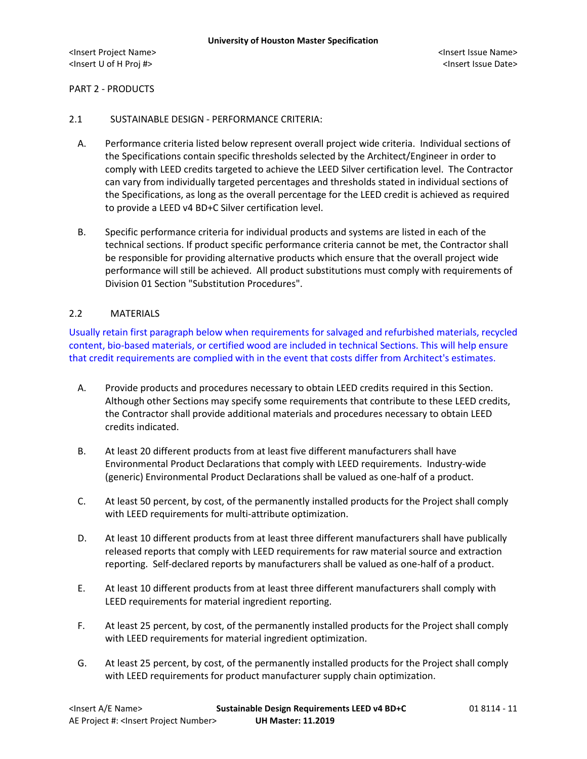PART 2 - PRODUCTS

## 2.1 SUSTAINABLE DESIGN - PERFORMANCE CRITERIA:

A. Performance criteria listed below represent overall project wide criteria. Individual sections of the Specifications contain specific thresholds selected by the Architect/Engineer in order to comply with LEED credits targeted to achieve the LEED Silver certification level. The Contractor can vary from individually targeted percentages and thresholds stated in individual sections of the Specifications, as long as the overall percentage for the LEED credit is achieved as required to provide a LEED v4 BD+C Silver certification level.

B. Specific performance criteria for individual products and systems are listed in each of the technical sections. If product specific performance criteria cannot be met, the Contractor shall be responsible for providing alternative products which ensure that the overall project wide performance will still be achieved. All product substitutions must comply with requirements of Division 01 Section "Substitution Procedures".

## 2.2 MATERIALS

Usually retain first paragraph below when requirements for salvaged and refurbished materials, recycled content, bio-based materials, or certified wood are included in technical Sections. This will help ensure that credit requirements are complied with in the event that costs differ from Architect's estimates.

A. Provide products and procedures necessary to obtain LEED credits required in this Section. Although other Sections may specify some requirements that contribute to these LEED credits, the Contractor shall provide additional materials and procedures necessary to obtain LEED credits indicated.

B. At least 20 different products from at least five different manufacturers shall have Environmental Product Declarations that comply with LEED requirements. Industry-wide (generic) Environmental Product Declarations shall be valued as one-half of a product.

C. At least 50 percent, by cost, of the permanently installed products for the Project shall comply with LEED requirements for multi-attribute optimization.

D. At least 10 different products from at least three different manufacturers shall have publically released reports that comply with LEED requirements for raw material source and extraction reporting. Self-declared reports by manufacturers shall be valued as one-half of a product.

E. At least 10 different products from at least three different manufacturers shall comply with LEED requirements for material ingredient reporting.

F. At least 25 percent, by cost, of the permanently installed products for the Project shall comply with LEED requirements for material ingredient optimization.

G. At least 25 percent, by cost, of the permanently installed products for the Project shall comply with LEED requirements for product manufacturer supply chain optimization.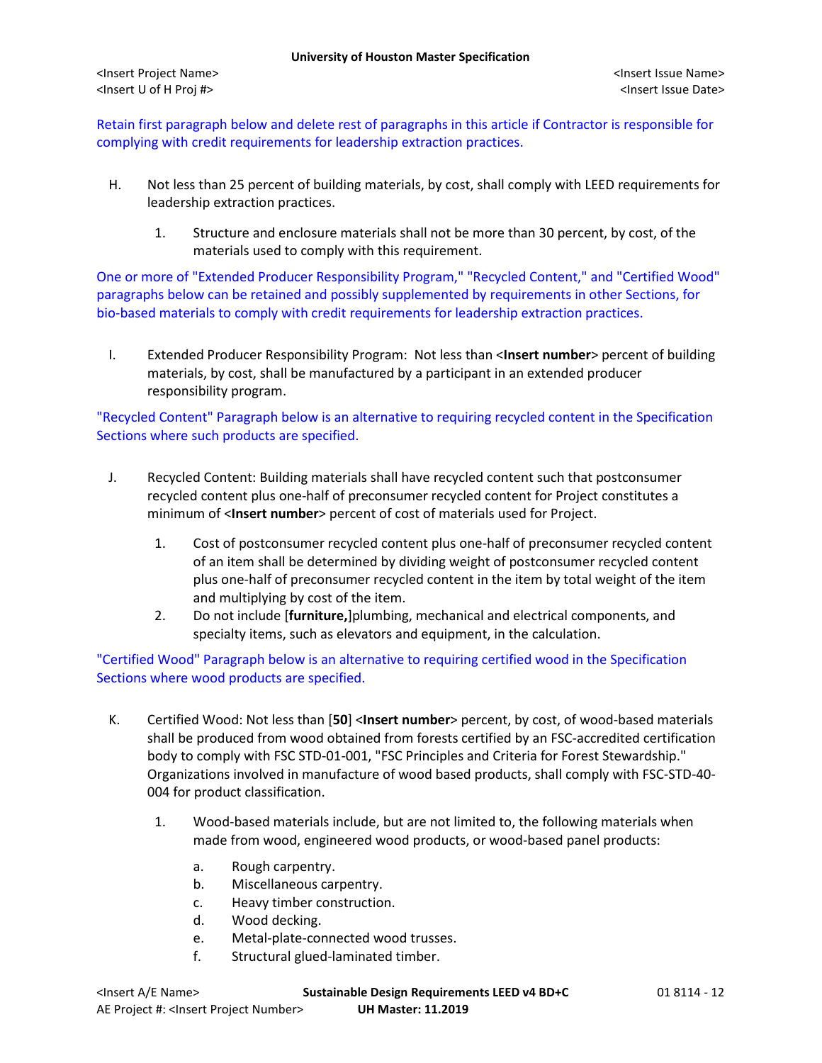Retain first paragraph below and delete rest of paragraphs in this article if Contractor is responsible for complying with credit requirements for leadership extraction practices.

H. Not less than 25 percent of building materials, by cost, shall comply with LEED requirements for leadership extraction practices.

   1. Structure and enclosure materials shall not be more than 30 percent, by cost, of the materials used to comply with this requirement.

One or more of "Extended Producer Responsibility Program," "Recycled Content," and "Certified Wood" paragraphs below can be retained and possibly supplemented by requirements in other Sections, for bio-based materials to comply with credit requirements for leadership extraction practices.

I. Extended Producer Responsibility Program: Not less than <**Insert number**> percent of building materials, by cost, shall be manufactured by a participant in an extended producer responsibility program.

"Recycled Content" Paragraph below is an alternative to requiring recycled content in the Specification Sections where such products are specified.

J. Recycled Content: Building materials shall have recycled content such that postconsumer recycled content plus one-half of preconsumer recycled content for Project constitutes a minimum of <**Insert number**> percent of cost of materials used for Project.

   1. Cost of postconsumer recycled content plus one-half of preconsumer recycled content of an item shall be determined by dividing weight of postconsumer recycled content plus one-half of preconsumer recycled content in the item by total weight of the item and multiplying by cost of the item.
   2. Do not include [**furniture,**]plumbing, mechanical and electrical components, and specialty items, such as elevators and equipment, in the calculation.

"Certified Wood" Paragraph below is an alternative to requiring certified wood in the Specification Sections where wood products are specified.

K. Certified Wood: Not less than [**50**] <**Insert number**> percent, by cost, of wood-based materials shall be produced from wood obtained from forests certified by an FSC-accredited certification body to comply with FSC STD-01-001, "FSC Principles and Criteria for Forest Stewardship." Organizations involved in manufacture of wood based products, shall comply with FSC-STD-40-004 for product classification.

   1. Wood-based materials include, but are not limited to, the following materials when made from wood, engineered wood products, or wood-based panel products:

      a. Rough carpentry.
      b. Miscellaneous carpentry.
      c. Heavy timber construction.
      d. Wood decking.
      e. Metal-plate-connected wood trusses.
      f. Structural glued-laminated timber.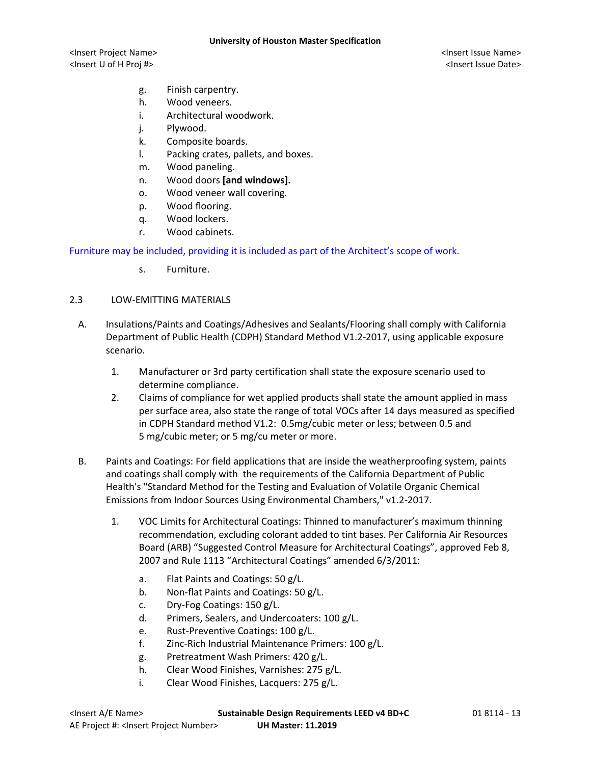g. Finish carpentry.
h. Wood veneers.
i. Architectural woodwork.
j. Plywood.
k. Composite boards.
l. Packing crates, pallets, and boxes.
m. Wood paneling.
n. Wood doors **[and windows].**
o. Wood veneer wall covering.
p. Wood flooring.
q. Wood lockers.
r. Wood cabinets.

Furniture may be included, providing it is included as part of the Architect's scope of work.

s. Furniture.

2.3 LOW-EMITTING MATERIALS

A. Insulations/Paints and Coatings/Adhesives and Sealants/Flooring shall comply with California Department of Public Health (CDPH) Standard Method V1.2-2017, using applicable exposure scenario.

1. Manufacturer or 3rd party certification shall state the exposure scenario used to determine compliance.
2. Claims of compliance for wet applied products shall state the amount applied in mass per surface area, also state the range of total VOCs after 14 days measured as specified in CDPH Standard method V1.2: 0.5mg/cubic meter or less; between 0.5 and 5 mg/cubic meter; or 5 mg/cu meter or more.

B. Paints and Coatings: For field applications that are inside the weatherproofing system, paints and coatings shall comply with the requirements of the California Department of Public Health's "Standard Method for the Testing and Evaluation of Volatile Organic Chemical Emissions from Indoor Sources Using Environmental Chambers," v1.2-2017.

1. VOC Limits for Architectural Coatings: Thinned to manufacturer's maximum thinning recommendation, excluding colorant added to tint bases. Per California Air Resources Board (ARB) "Suggested Control Measure for Architectural Coatings", approved Feb 8, 2007 and Rule 1113 "Architectural Coatings" amended 6/3/2011:

a. Flat Paints and Coatings: 50 g/L.
b. Non-flat Paints and Coatings: 50 g/L.
c. Dry-Fog Coatings: 150 g/L.
d. Primers, Sealers, and Undercoaters: 100 g/L.
e. Rust-Preventive Coatings: 100 g/L.
f. Zinc-Rich Industrial Maintenance Primers: 100 g/L.
g. Pretreatment Wash Primers: 420 g/L.
h. Clear Wood Finishes, Varnishes: 275 g/L.
i. Clear Wood Finishes, Lacquers: 275 g/L.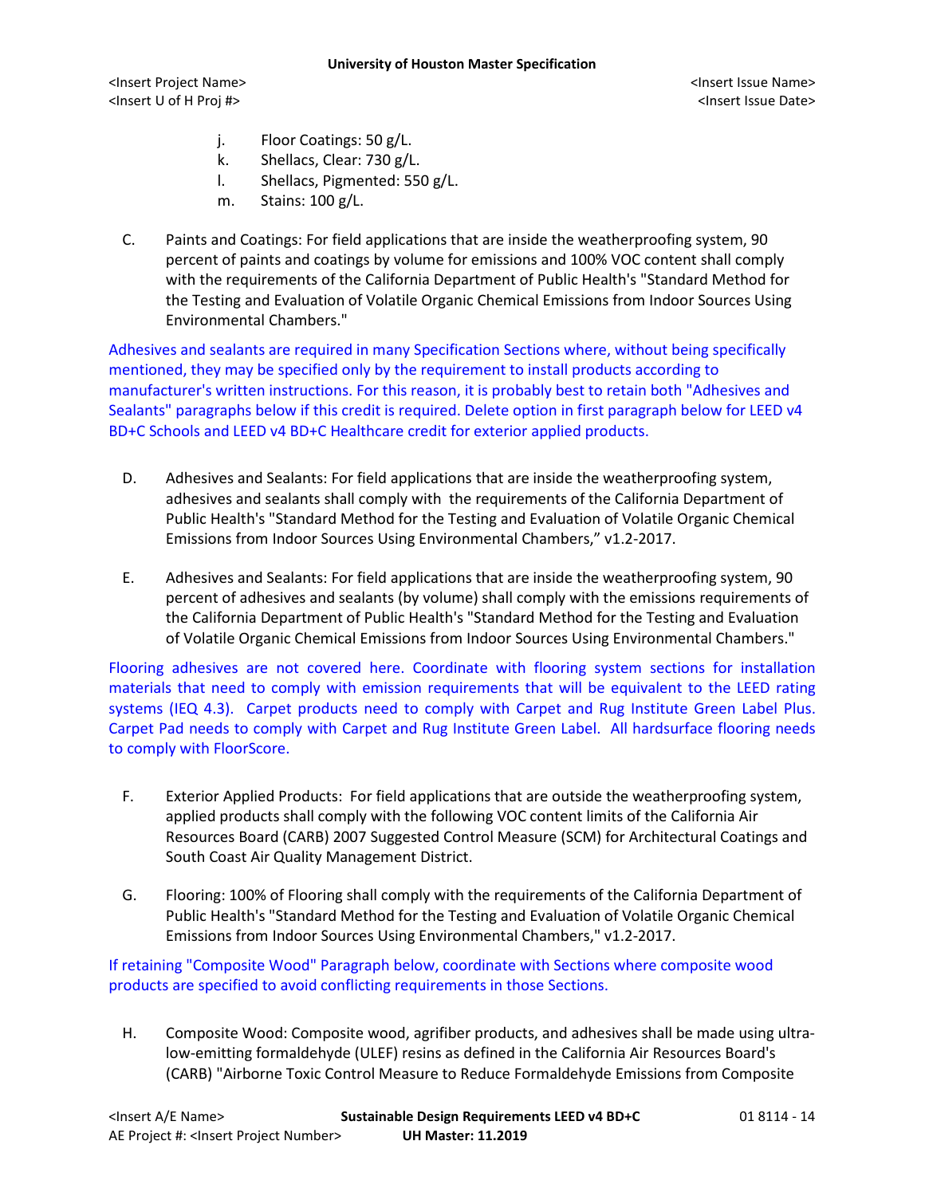j. Floor Coatings: 50 g/L.
k. Shellacs, Clear: 730 g/L.
l. Shellacs, Pigmented: 550 g/L.
m. Stains: 100 g/L.

C. Paints and Coatings: For field applications that are inside the weatherproofing system, 90 percent of paints and coatings by volume for emissions and 100% VOC content shall comply with the requirements of the California Department of Public Health's "Standard Method for the Testing and Evaluation of Volatile Organic Chemical Emissions from Indoor Sources Using Environmental Chambers."

Adhesives and sealants are required in many Specification Sections where, without being specifically mentioned, they may be specified only by the requirement to install products according to manufacturer's written instructions. For this reason, it is probably best to retain both "Adhesives and Sealants" paragraphs below if this credit is required. Delete option in first paragraph below for LEED v4 BD+C Schools and LEED v4 BD+C Healthcare credit for exterior applied products.

D. Adhesives and Sealants: For field applications that are inside the weatherproofing system, adhesives and sealants shall comply with the requirements of the California Department of Public Health's "Standard Method for the Testing and Evaluation of Volatile Organic Chemical Emissions from Indoor Sources Using Environmental Chambers," v1.2-2017.

E. Adhesives and Sealants: For field applications that are inside the weatherproofing system, 90 percent of adhesives and sealants (by volume) shall comply with the emissions requirements of the California Department of Public Health's "Standard Method for the Testing and Evaluation of Volatile Organic Chemical Emissions from Indoor Sources Using Environmental Chambers."

Flooring adhesives are not covered here. Coordinate with flooring system sections for installation materials that need to comply with emission requirements that will be equivalent to the LEED rating systems (IEQ 4.3). Carpet products need to comply with Carpet and Rug Institute Green Label Plus. Carpet Pad needs to comply with Carpet and Rug Institute Green Label. All hardsurface flooring needs to comply with FloorScore.

F. Exterior Applied Products: For field applications that are outside the weatherproofing system, applied products shall comply with the following VOC content limits of the California Air Resources Board (CARB) 2007 Suggested Control Measure (SCM) for Architectural Coatings and South Coast Air Quality Management District.

G. Flooring: 100% of Flooring shall comply with the requirements of the California Department of Public Health's "Standard Method for the Testing and Evaluation of Volatile Organic Chemical Emissions from Indoor Sources Using Environmental Chambers," v1.2-2017.

If retaining "Composite Wood" Paragraph below, coordinate with Sections where composite wood products are specified to avoid conflicting requirements in those Sections.

H. Composite Wood: Composite wood, agrifiber products, and adhesives shall be made using ultra-low-emitting formaldehyde (ULEF) resins as defined in the California Air Resources Board's (CARB) "Airborne Toxic Control Measure to Reduce Formaldehyde Emissions from Composite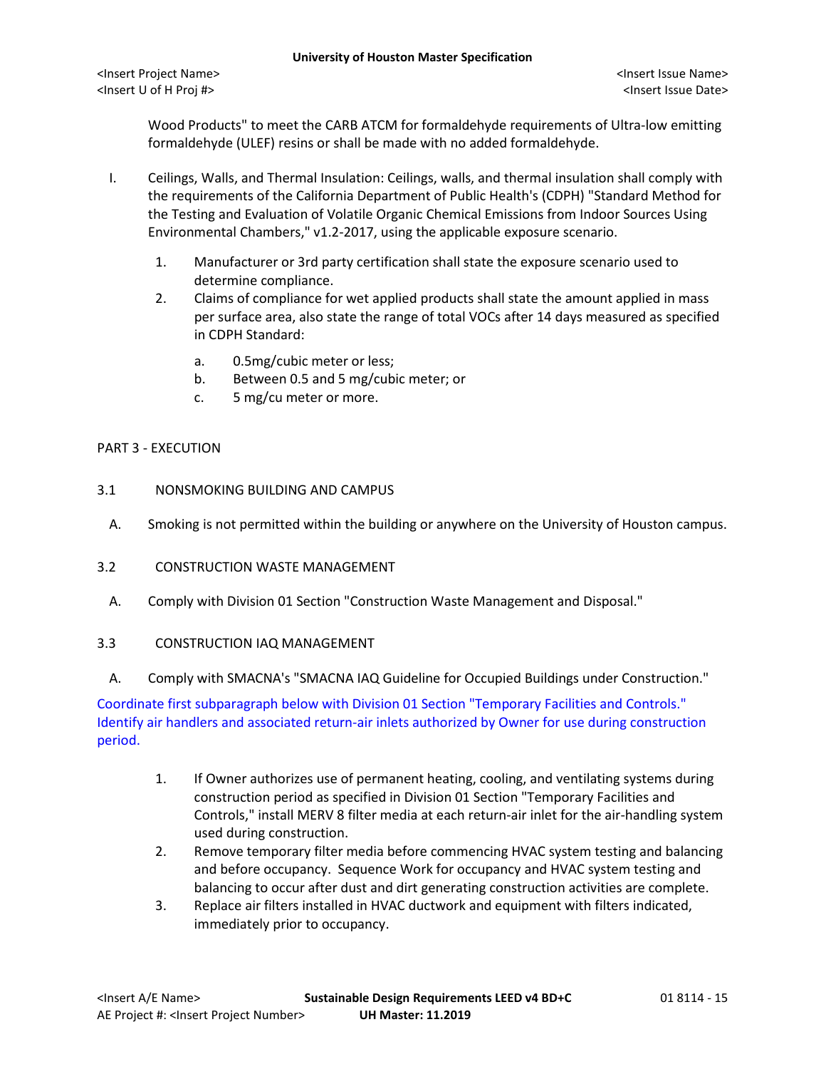Wood Products" to meet the CARB ATCM for formaldehyde requirements of Ultra-low emitting formaldehyde (ULEF) resins or shall be made with no added formaldehyde.

I. Ceilings, Walls, and Thermal Insulation: Ceilings, walls, and thermal insulation shall comply with the requirements of the California Department of Public Health's (CDPH) "Standard Method for the Testing and Evaluation of Volatile Organic Chemical Emissions from Indoor Sources Using Environmental Chambers," v1.2-2017, using the applicable exposure scenario.

   1. Manufacturer or 3rd party certification shall state the exposure scenario used to determine compliance.
   2. Claims of compliance for wet applied products shall state the amount applied in mass per surface area, also state the range of total VOCs after 14 days measured as specified in CDPH Standard:

      a. 0.5mg/cubic meter or less;
      b. Between 0.5 and 5 mg/cubic meter; or
      c. 5 mg/cu meter or more.

## PART 3 - EXECUTION

### 3.1 NONSMOKING BUILDING AND CAMPUS

A. Smoking is not permitted within the building or anywhere on the University of Houston campus.

### 3.2 CONSTRUCTION WASTE MANAGEMENT

A. Comply with Division 01 Section "Construction Waste Management and Disposal."

### 3.3 CONSTRUCTION IAQ MANAGEMENT

A. Comply with SMACNA's "SMACNA IAQ Guideline for Occupied Buildings under Construction."

Coordinate first subparagraph below with Division 01 Section "Temporary Facilities and Controls." Identify air handlers and associated return-air inlets authorized by Owner for use during construction period.

   1. If Owner authorizes use of permanent heating, cooling, and ventilating systems during construction period as specified in Division 01 Section "Temporary Facilities and Controls," install MERV 8 filter media at each return-air inlet for the air-handling system used during construction.
   2. Remove temporary filter media before commencing HVAC system testing and balancing and before occupancy. Sequence Work for occupancy and HVAC system testing and balancing to occur after dust and dirt generating construction activities are complete.
   3. Replace air filters installed in HVAC ductwork and equipment with filters indicated, immediately prior to occupancy.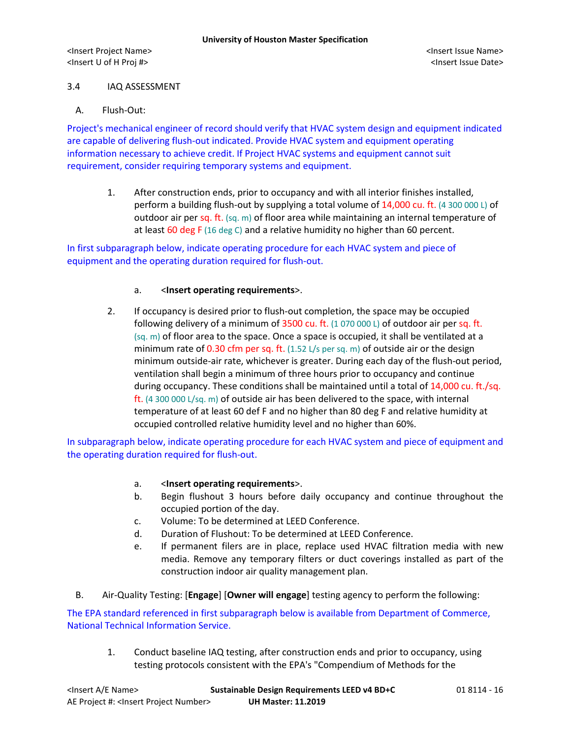3.4 IAQ ASSESSMENT

A. Flush-Out:

Project's mechanical engineer of record should verify that HVAC system design and equipment indicated are capable of delivering flush-out indicated. Provide HVAC system and equipment operating information necessary to achieve credit. If Project HVAC systems and equipment cannot suit requirement, consider requiring temporary systems and equipment.

1. After construction ends, prior to occupancy and with all interior finishes installed, perform a building flush-out by supplying a total volume of 14,000 cu. ft. (4 300 000 L) of outdoor air per sq. ft. (sq. m) of floor area while maintaining an internal temperature of at least 60 deg F (16 deg C) and a relative humidity no higher than 60 percent.

In first subparagraph below, indicate operating procedure for each HVAC system and piece of equipment and the operating duration required for flush-out.

a. <**Insert operating requirements**>.

2. If occupancy is desired prior to flush-out completion, the space may be occupied following delivery of a minimum of 3500 cu. ft. (1 070 000 L) of outdoor air per sq. ft. (sq. m) of floor area to the space. Once a space is occupied, it shall be ventilated at a minimum rate of 0.30 cfm per sq. ft. (1.52 L/s per sq. m) of outside air or the design minimum outside-air rate, whichever is greater. During each day of the flush-out period, ventilation shall begin a minimum of three hours prior to occupancy and continue during occupancy. These conditions shall be maintained until a total of 14,000 cu. ft./sq. ft. (4 300 000 L/sq. m) of outside air has been delivered to the space, with internal temperature of at least 60 def F and no higher than 80 deg F and relative humidity at occupied controlled relative humidity level and no higher than 60%.

In subparagraph below, indicate operating procedure for each HVAC system and piece of equipment and the operating duration required for flush-out.

a. <**Insert operating requirements**>.
b. Begin flushout 3 hours before daily occupancy and continue throughout the occupied portion of the day.
c. Volume: To be determined at LEED Conference.
d. Duration of Flushout: To be determined at LEED Conference.
e. If permanent filers are in place, replace used HVAC filtration media with new media. Remove any temporary filters or duct coverings installed as part of the construction indoor air quality management plan.

B. Air-Quality Testing: [**Engage**] [**Owner will engage**] testing agency to perform the following:

The EPA standard referenced in first subparagraph below is available from Department of Commerce, National Technical Information Service.

1. Conduct baseline IAQ testing, after construction ends and prior to occupancy, using testing protocols consistent with the EPA's "Compendium of Methods for the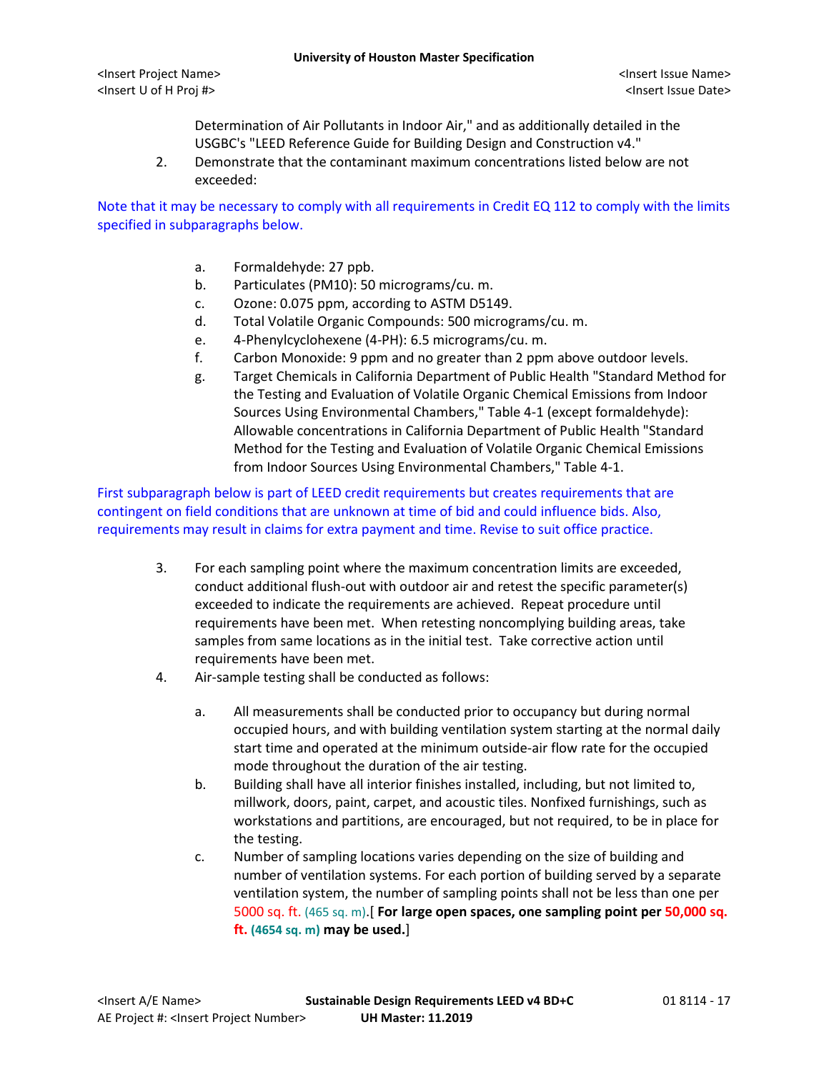Determination of Air Pollutants in Indoor Air," and as additionally detailed in the USGBC's "LEED Reference Guide for Building Design and Construction v4."

2. Demonstrate that the contaminant maximum concentrations listed below are not exceeded:

Note that it may be necessary to comply with all requirements in Credit EQ 112 to comply with the limits specified in subparagraphs below.

   a. Formaldehyde: 27 ppb.
   b. Particulates (PM10): 50 micrograms/cu. m.
   c. Ozone: 0.075 ppm, according to ASTM D5149.
   d. Total Volatile Organic Compounds: 500 micrograms/cu. m.
   e. 4-Phenylcyclohexene (4-PH): 6.5 micrograms/cu. m.
   f. Carbon Monoxide: 9 ppm and no greater than 2 ppm above outdoor levels.
   g. Target Chemicals in California Department of Public Health "Standard Method for the Testing and Evaluation of Volatile Organic Chemical Emissions from Indoor Sources Using Environmental Chambers," Table 4-1 (except formaldehyde): Allowable concentrations in California Department of Public Health "Standard Method for the Testing and Evaluation of Volatile Organic Chemical Emissions from Indoor Sources Using Environmental Chambers," Table 4-1.

First subparagraph below is part of LEED credit requirements but creates requirements that are contingent on field conditions that are unknown at time of bid and could influence bids. Also, requirements may result in claims for extra payment and time. Revise to suit office practice.

3. For each sampling point where the maximum concentration limits are exceeded, conduct additional flush-out with outdoor air and retest the specific parameter(s) exceeded to indicate the requirements are achieved. Repeat procedure until requirements have been met. When retesting noncomplying building areas, take samples from same locations as in the initial test. Take corrective action until requirements have been met.

4. Air-sample testing shall be conducted as follows:

   a. All measurements shall be conducted prior to occupancy but during normal occupied hours, and with building ventilation system starting at the normal daily start time and operated at the minimum outside-air flow rate for the occupied mode throughout the duration of the air testing.
   b. Building shall have all interior finishes installed, including, but not limited to, millwork, doors, paint, carpet, and acoustic tiles. Nonfixed furnishings, such as workstations and partitions, are encouraged, but not required, to be in place for the testing.
   c. Number of sampling locations varies depending on the size of building and number of ventilation systems. For each portion of building served by a separate ventilation system, the number of sampling points shall not be less than one per 5000 sq. ft. (465 sq. m).[ **For large open spaces, one sampling point per 50,000 sq. ft. (4654 sq. m) may be used.**]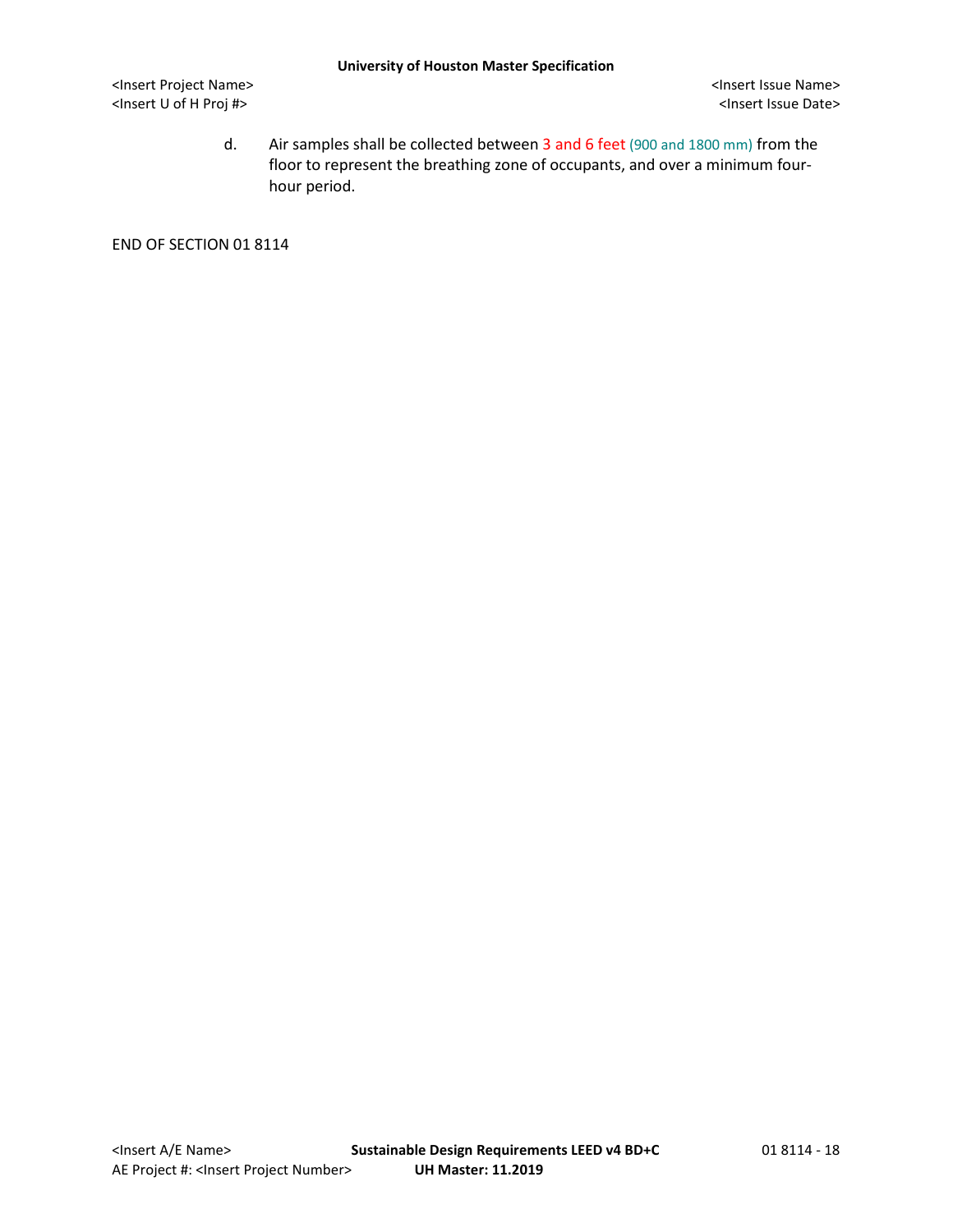d. Air samples shall be collected between 3 and 6 feet (900 and 1800 mm) from the floor to represent the breathing zone of occupants, and over a minimum four-hour period.

END OF SECTION 01 8114